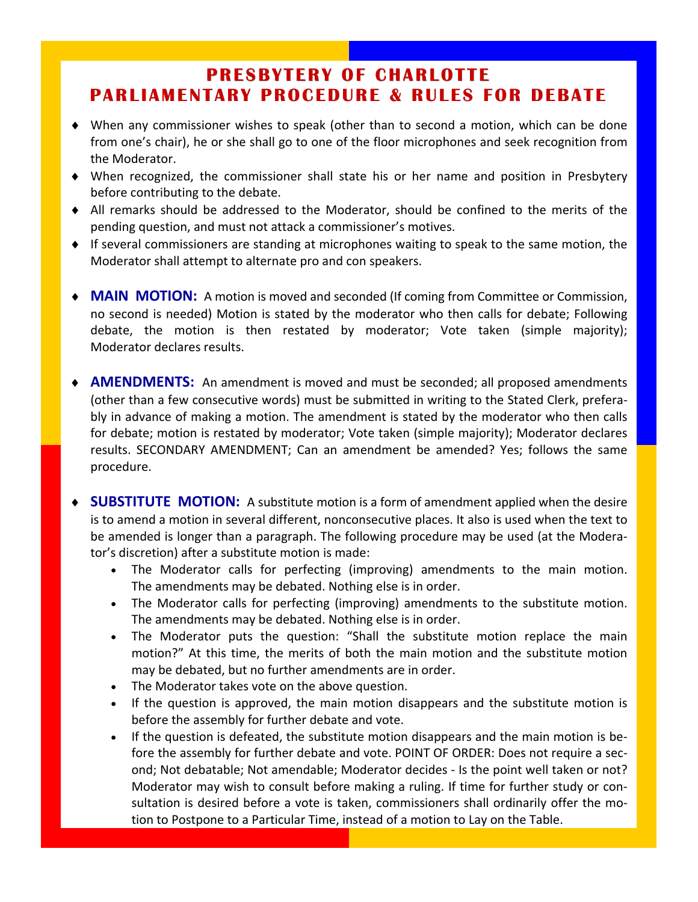# PRESBYTERY OF CHARLOTTE
# PARLIAMENTARY PROCEDURE & RULES FOR DEBATE

- When any commissioner wishes to speak (other than to second a motion, which can be done from one's chair), he or she shall go to one of the floor microphones and seek recognition from the Moderator.
- When recognized, the commissioner shall state his or her name and position in Presbytery before contributing to the debate.
- All remarks should be addressed to the Moderator, should be confined to the merits of the pending question, and must not attack a commissioner's motives.
- If several commissioners are standing at microphones waiting to speak to the same motion, the Moderator shall attempt to alternate pro and con speakers.

- **MAIN MOTION:** A motion is moved and seconded (If coming from Committee or Commission, no second is needed) Motion is stated by the moderator who then calls for debate; Following debate, the motion is then restated by moderator; Vote taken (simple majority); Moderator declares results.

- **AMENDMENTS:** An amendment is moved and must be seconded; all proposed amendments (other than a few consecutive words) must be submitted in writing to the Stated Clerk, preferably in advance of making a motion. The amendment is stated by the moderator who then calls for debate; motion is restated by moderator; Vote taken (simple majority); Moderator declares results. SECONDARY AMENDMENT; Can an amendment be amended? Yes; follows the same procedure.

- **SUBSTITUTE MOTION:** A substitute motion is a form of amendment applied when the desire is to amend a motion in several different, nonconsecutive places. It also is used when the text to be amended is longer than a paragraph. The following procedure may be used (at the Moderator's discretion) after a substitute motion is made:
  - The Moderator calls for perfecting (improving) amendments to the main motion. The amendments may be debated. Nothing else is in order.
  - The Moderator calls for perfecting (improving) amendments to the substitute motion. The amendments may be debated. Nothing else is in order.
  - The Moderator puts the question: "Shall the substitute motion replace the main motion?" At this time, the merits of both the main motion and the substitute motion may be debated, but no further amendments are in order.
  - The Moderator takes vote on the above question.
  - If the question is approved, the main motion disappears and the substitute motion is before the assembly for further debate and vote.
  - If the question is defeated, the substitute motion disappears and the main motion is before the assembly for further debate and vote. POINT OF ORDER: Does not require a second; Not debatable; Not amendable; Moderator decides - Is the point well taken or not? Moderator may wish to consult before making a ruling. If time for further study or consultation is desired before a vote is taken, commissioners shall ordinarily offer the motion to Postpone to a Particular Time, instead of a motion to Lay on the Table.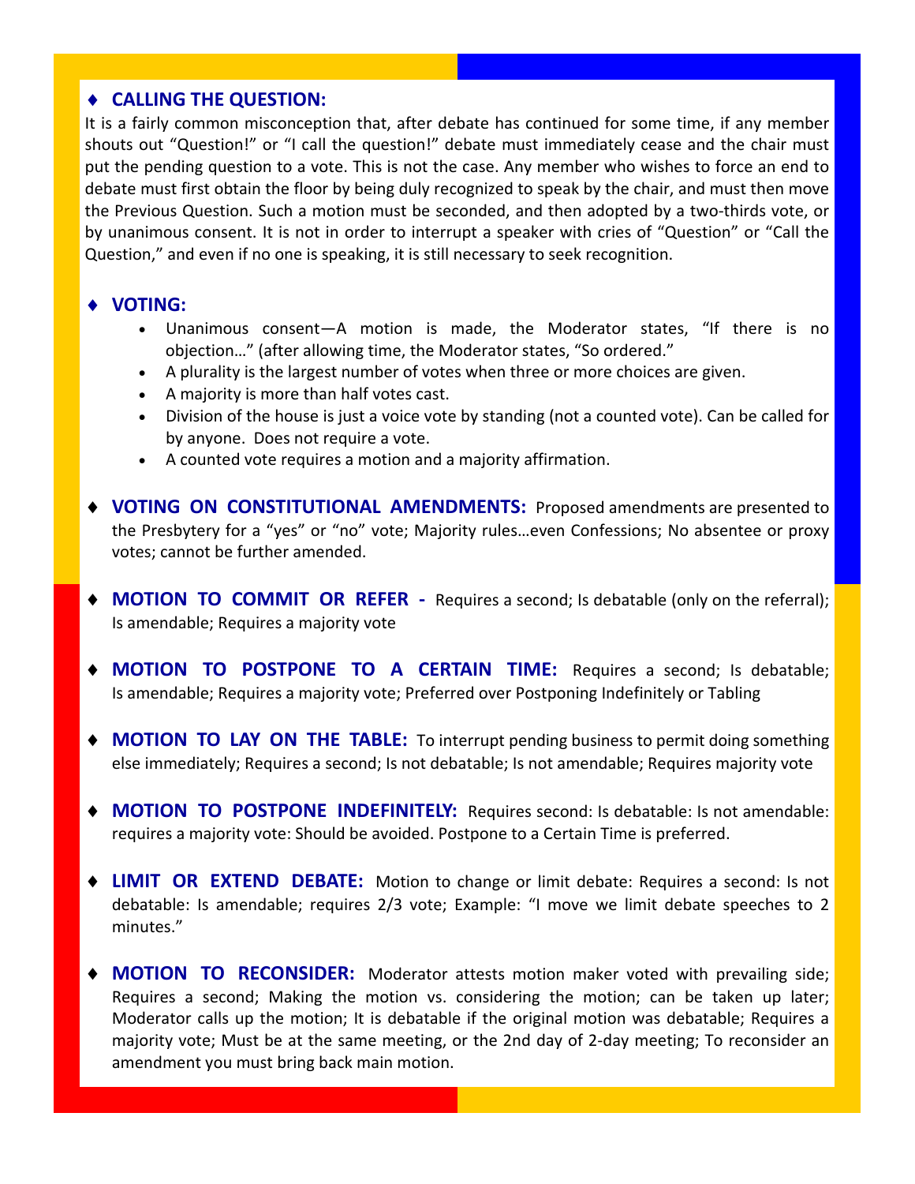### ♦ CALLING THE QUESTION:

It is a fairly common misconception that, after debate has continued for some time, if any member shouts out "Question!" or "I call the question!" debate must immediately cease and the chair must put the pending question to a vote. This is not the case. Any member who wishes to force an end to debate must first obtain the floor by being duly recognized to speak by the chair, and must then move the Previous Question. Such a motion must be seconded, and then adopted by a two-thirds vote, or by unanimous consent. It is not in order to interrupt a speaker with cries of "Question" or "Call the Question," and even if no one is speaking, it is still necessary to seek recognition.

### ♦ VOTING:

- Unanimous consent—A motion is made, the Moderator states, "If there is no objection…" (after allowing time, the Moderator states, "So ordered."
- A plurality is the largest number of votes when three or more choices are given.
- A majority is more than half votes cast.
- Division of the house is just a voice vote by standing (not a counted vote). Can be called for by anyone. Does not require a vote.
- A counted vote requires a motion and a majority affirmation.

♦ **VOTING ON CONSTITUTIONAL AMENDMENTS:** Proposed amendments are presented to the Presbytery for a "yes" or "no" vote; Majority rules…even Confessions; No absentee or proxy votes; cannot be further amended.

♦ **MOTION TO COMMIT OR REFER -** Requires a second; Is debatable (only on the referral); Is amendable; Requires a majority vote

♦ **MOTION TO POSTPONE TO A CERTAIN TIME:** Requires a second; Is debatable; Is amendable; Requires a majority vote; Preferred over Postponing Indefinitely or Tabling

♦ **MOTION TO LAY ON THE TABLE:** To interrupt pending business to permit doing something else immediately; Requires a second; Is not debatable; Is not amendable; Requires majority vote

♦ **MOTION TO POSTPONE INDEFINITELY:** Requires second: Is debatable: Is not amendable: requires a majority vote: Should be avoided. Postpone to a Certain Time is preferred.

♦ **LIMIT OR EXTEND DEBATE:** Motion to change or limit debate: Requires a second: Is not debatable: Is amendable; requires 2/3 vote; Example: "I move we limit debate speeches to 2 minutes."

♦ **MOTION TO RECONSIDER:** Moderator attests motion maker voted with prevailing side; Requires a second; Making the motion vs. considering the motion; can be taken up later; Moderator calls up the motion; It is debatable if the original motion was debatable; Requires a majority vote; Must be at the same meeting, or the 2nd day of 2-day meeting; To reconsider an amendment you must bring back main motion.